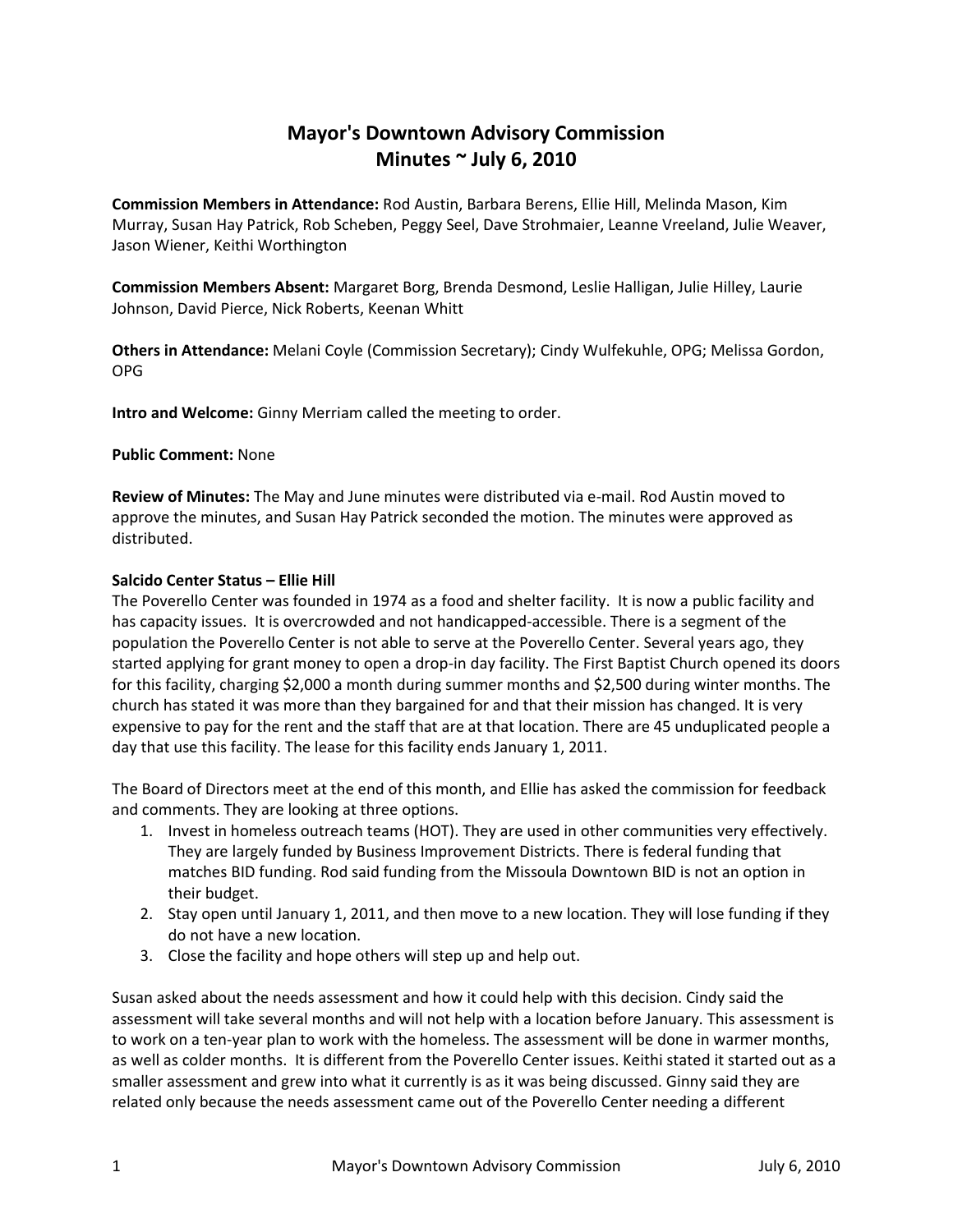# Mayor's Downtown Advisory Commission
## Minutes ~ July 6, 2010

**Commission Members in Attendance:** Rod Austin, Barbara Berens, Ellie Hill, Melinda Mason, Kim Murray, Susan Hay Patrick, Rob Scheben, Peggy Seel, Dave Strohmaier, Leanne Vreeland, Julie Weaver, Jason Wiener, Keithi Worthington

**Commission Members Absent:** Margaret Borg, Brenda Desmond, Leslie Halligan, Julie Hilley, Laurie Johnson, David Pierce, Nick Roberts, Keenan Whitt

**Others in Attendance:** Melani Coyle (Commission Secretary); Cindy Wulfekuhle, OPG; Melissa Gordon, OPG

**Intro and Welcome:** Ginny Merriam called the meeting to order.

**Public Comment:** None

**Review of Minutes:** The May and June minutes were distributed via e-mail. Rod Austin moved to approve the minutes, and Susan Hay Patrick seconded the motion. The minutes were approved as distributed.

**Salcido Center Status – Ellie Hill**

The Poverello Center was founded in 1974 as a food and shelter facility. It is now a public facility and has capacity issues. It is overcrowded and not handicapped-accessible. There is a segment of the population the Poverello Center is not able to serve at the Poverello Center. Several years ago, they started applying for grant money to open a drop-in day facility. The First Baptist Church opened its doors for this facility, charging $2,000 a month during summer months and $2,500 during winter months. The church has stated it was more than they bargained for and that their mission has changed. It is very expensive to pay for the rent and the staff that are at that location. There are 45 unduplicated people a day that use this facility. The lease for this facility ends January 1, 2011.

The Board of Directors meet at the end of this month, and Ellie has asked the commission for feedback and comments. They are looking at three options.

1. Invest in homeless outreach teams (HOT). They are used in other communities very effectively. They are largely funded by Business Improvement Districts. There is federal funding that matches BID funding. Rod said funding from the Missoula Downtown BID is not an option in their budget.
2. Stay open until January 1, 2011, and then move to a new location. They will lose funding if they do not have a new location.
3. Close the facility and hope others will step up and help out.

Susan asked about the needs assessment and how it could help with this decision. Cindy said the assessment will take several months and will not help with a location before January. This assessment is to work on a ten-year plan to work with the homeless. The assessment will be done in warmer months, as well as colder months. It is different from the Poverello Center issues. Keithi stated it started out as a smaller assessment and grew into what it currently is as it was being discussed. Ginny said they are related only because the needs assessment came out of the Poverello Center needing a different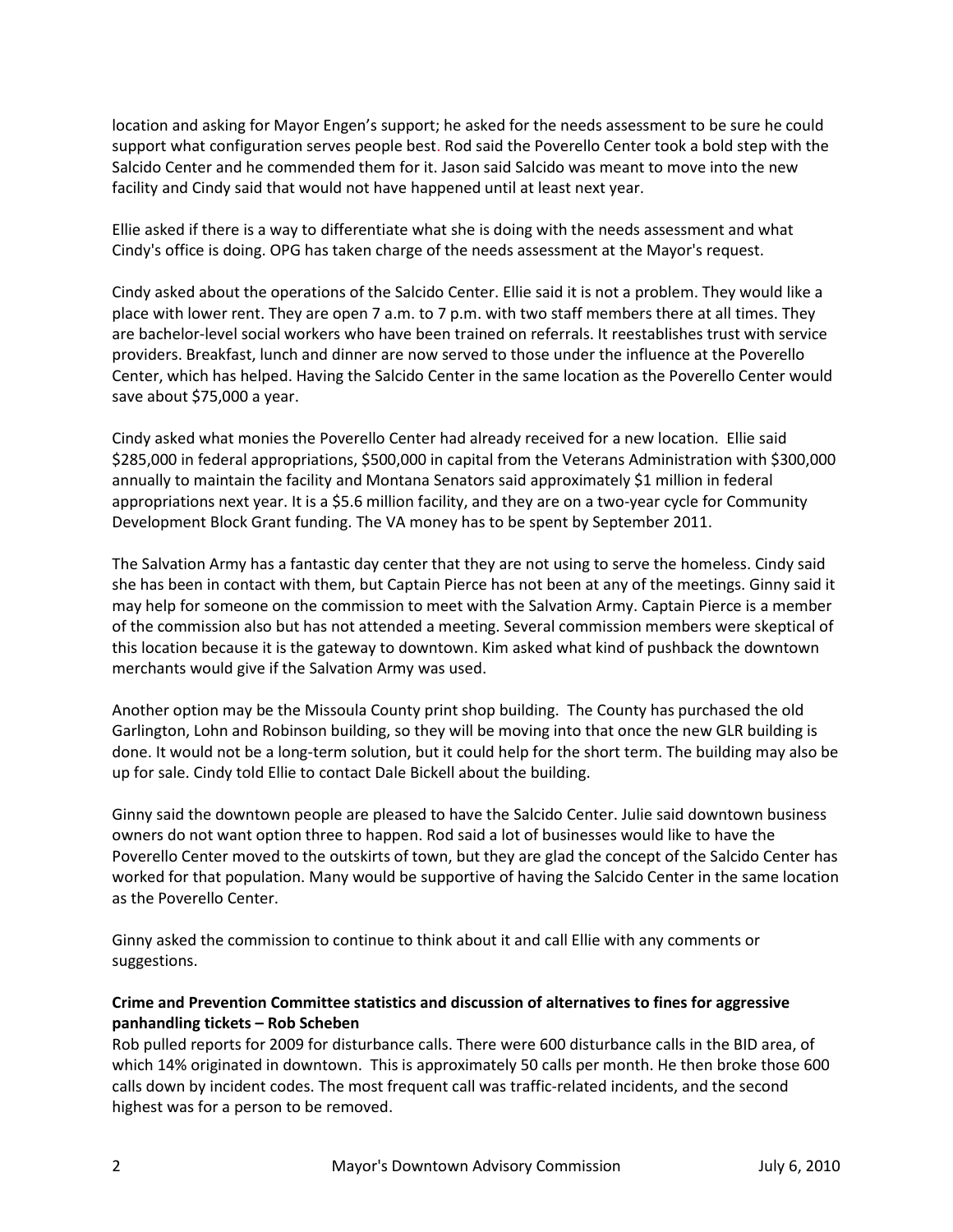location and asking for Mayor Engen's support; he asked for the needs assessment to be sure he could support what configuration serves people best. Rod said the Poverello Center took a bold step with the Salcido Center and he commended them for it. Jason said Salcido was meant to move into the new facility and Cindy said that would not have happened until at least next year.

Ellie asked if there is a way to differentiate what she is doing with the needs assessment and what Cindy's office is doing. OPG has taken charge of the needs assessment at the Mayor's request.

Cindy asked about the operations of the Salcido Center. Ellie said it is not a problem. They would like a place with lower rent. They are open 7 a.m. to 7 p.m. with two staff members there at all times. They are bachelor-level social workers who have been trained on referrals. It reestablishes trust with service providers. Breakfast, lunch and dinner are now served to those under the influence at the Poverello Center, which has helped. Having the Salcido Center in the same location as the Poverello Center would save about $75,000 a year.

Cindy asked what monies the Poverello Center had already received for a new location. Ellie said $285,000 in federal appropriations, $500,000 in capital from the Veterans Administration with $300,000 annually to maintain the facility and Montana Senators said approximately $1 million in federal appropriations next year. It is a $5.6 million facility, and they are on a two-year cycle for Community Development Block Grant funding. The VA money has to be spent by September 2011.

The Salvation Army has a fantastic day center that they are not using to serve the homeless. Cindy said she has been in contact with them, but Captain Pierce has not been at any of the meetings. Ginny said it may help for someone on the commission to meet with the Salvation Army. Captain Pierce is a member of the commission also but has not attended a meeting. Several commission members were skeptical of this location because it is the gateway to downtown. Kim asked what kind of pushback the downtown merchants would give if the Salvation Army was used.

Another option may be the Missoula County print shop building. The County has purchased the old Garlington, Lohn and Robinson building, so they will be moving into that once the new GLR building is done. It would not be a long-term solution, but it could help for the short term. The building may also be up for sale. Cindy told Ellie to contact Dale Bickell about the building.

Ginny said the downtown people are pleased to have the Salcido Center. Julie said downtown business owners do not want option three to happen. Rod said a lot of businesses would like to have the Poverello Center moved to the outskirts of town, but they are glad the concept of the Salcido Center has worked for that population. Many would be supportive of having the Salcido Center in the same location as the Poverello Center.

Ginny asked the commission to continue to think about it and call Ellie with any comments or suggestions.

**Crime and Prevention Committee statistics and discussion of alternatives to fines for aggressive panhandling tickets – Rob Scheben**

Rob pulled reports for 2009 for disturbance calls. There were 600 disturbance calls in the BID area, of which 14% originated in downtown. This is approximately 50 calls per month. He then broke those 600 calls down by incident codes. The most frequent call was traffic-related incidents, and the second highest was for a person to be removed.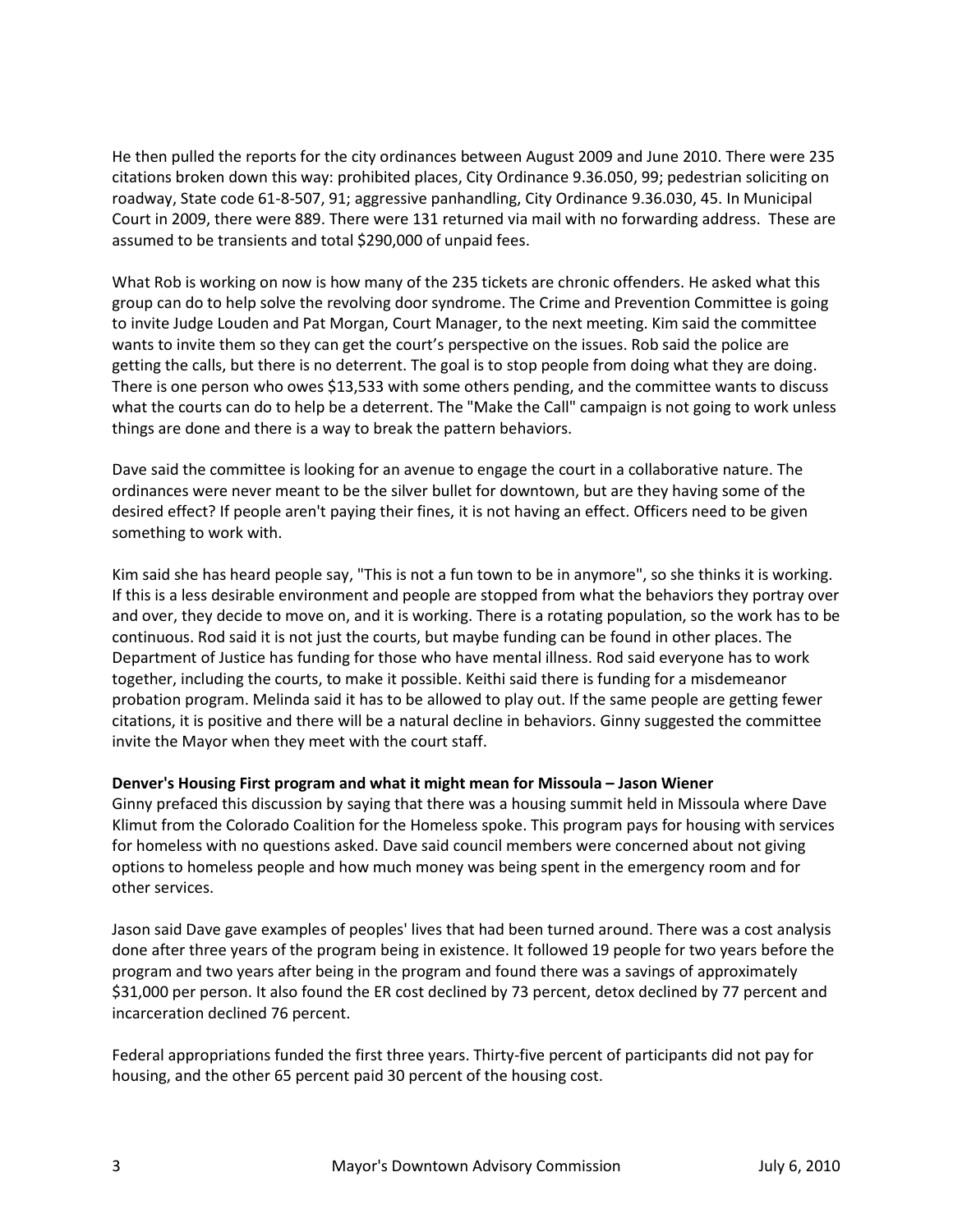He then pulled the reports for the city ordinances between August 2009 and June 2010. There were 235 citations broken down this way: prohibited places, City Ordinance 9.36.050, 99; pedestrian soliciting on roadway, State code 61-8-507, 91; aggressive panhandling, City Ordinance 9.36.030, 45. In Municipal Court in 2009, there were 889. There were 131 returned via mail with no forwarding address. These are assumed to be transients and total $290,000 of unpaid fees.

What Rob is working on now is how many of the 235 tickets are chronic offenders. He asked what this group can do to help solve the revolving door syndrome. The Crime and Prevention Committee is going to invite Judge Louden and Pat Morgan, Court Manager, to the next meeting. Kim said the committee wants to invite them so they can get the court's perspective on the issues. Rob said the police are getting the calls, but there is no deterrent. The goal is to stop people from doing what they are doing. There is one person who owes $13,533 with some others pending, and the committee wants to discuss what the courts can do to help be a deterrent. The "Make the Call" campaign is not going to work unless things are done and there is a way to break the pattern behaviors.

Dave said the committee is looking for an avenue to engage the court in a collaborative nature. The ordinances were never meant to be the silver bullet for downtown, but are they having some of the desired effect? If people aren't paying their fines, it is not having an effect. Officers need to be given something to work with.

Kim said she has heard people say, "This is not a fun town to be in anymore", so she thinks it is working. If this is a less desirable environment and people are stopped from what the behaviors they portray over and over, they decide to move on, and it is working. There is a rotating population, so the work has to be continuous. Rod said it is not just the courts, but maybe funding can be found in other places. The Department of Justice has funding for those who have mental illness. Rod said everyone has to work together, including the courts, to make it possible. Keithi said there is funding for a misdemeanor probation program. Melinda said it has to be allowed to play out. If the same people are getting fewer citations, it is positive and there will be a natural decline in behaviors. Ginny suggested the committee invite the Mayor when they meet with the court staff.

**Denver's Housing First program and what it might mean for Missoula – Jason Wiener**

Ginny prefaced this discussion by saying that there was a housing summit held in Missoula where Dave Klimut from the Colorado Coalition for the Homeless spoke. This program pays for housing with services for homeless with no questions asked. Dave said council members were concerned about not giving options to homeless people and how much money was being spent in the emergency room and for other services.

Jason said Dave gave examples of peoples' lives that had been turned around. There was a cost analysis done after three years of the program being in existence. It followed 19 people for two years before the program and two years after being in the program and found there was a savings of approximately $31,000 per person. It also found the ER cost declined by 73 percent, detox declined by 77 percent and incarceration declined 76 percent.

Federal appropriations funded the first three years. Thirty-five percent of participants did not pay for housing, and the other 65 percent paid 30 percent of the housing cost.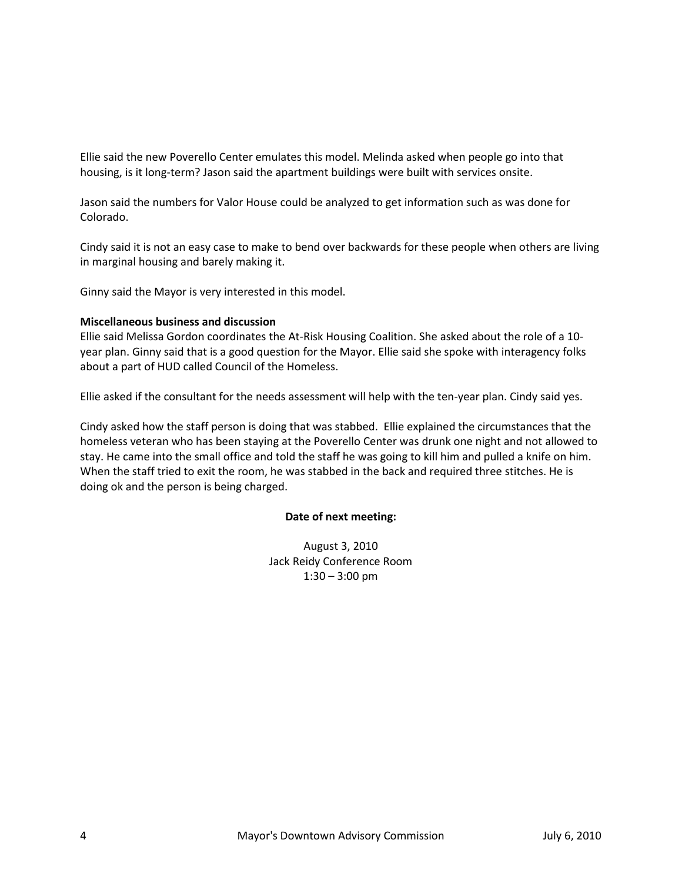Ellie said the new Poverello Center emulates this model. Melinda asked when people go into that housing, is it long-term? Jason said the apartment buildings were built with services onsite.

Jason said the numbers for Valor House could be analyzed to get information such as was done for Colorado.

Cindy said it is not an easy case to make to bend over backwards for these people when others are living in marginal housing and barely making it.

Ginny said the Mayor is very interested in this model.

**Miscellaneous business and discussion**

Ellie said Melissa Gordon coordinates the At-Risk Housing Coalition. She asked about the role of a 10-year plan. Ginny said that is a good question for the Mayor. Ellie said she spoke with interagency folks about a part of HUD called Council of the Homeless.

Ellie asked if the consultant for the needs assessment will help with the ten-year plan. Cindy said yes.

Cindy asked how the staff person is doing that was stabbed. Ellie explained the circumstances that the homeless veteran who has been staying at the Poverello Center was drunk one night and not allowed to stay. He came into the small office and told the staff he was going to kill him and pulled a knife on him. When the staff tried to exit the room, he was stabbed in the back and required three stitches. He is doing ok and the person is being charged.

**Date of next meeting:**

August 3, 2010
Jack Reidy Conference Room
1:30 – 3:00 pm